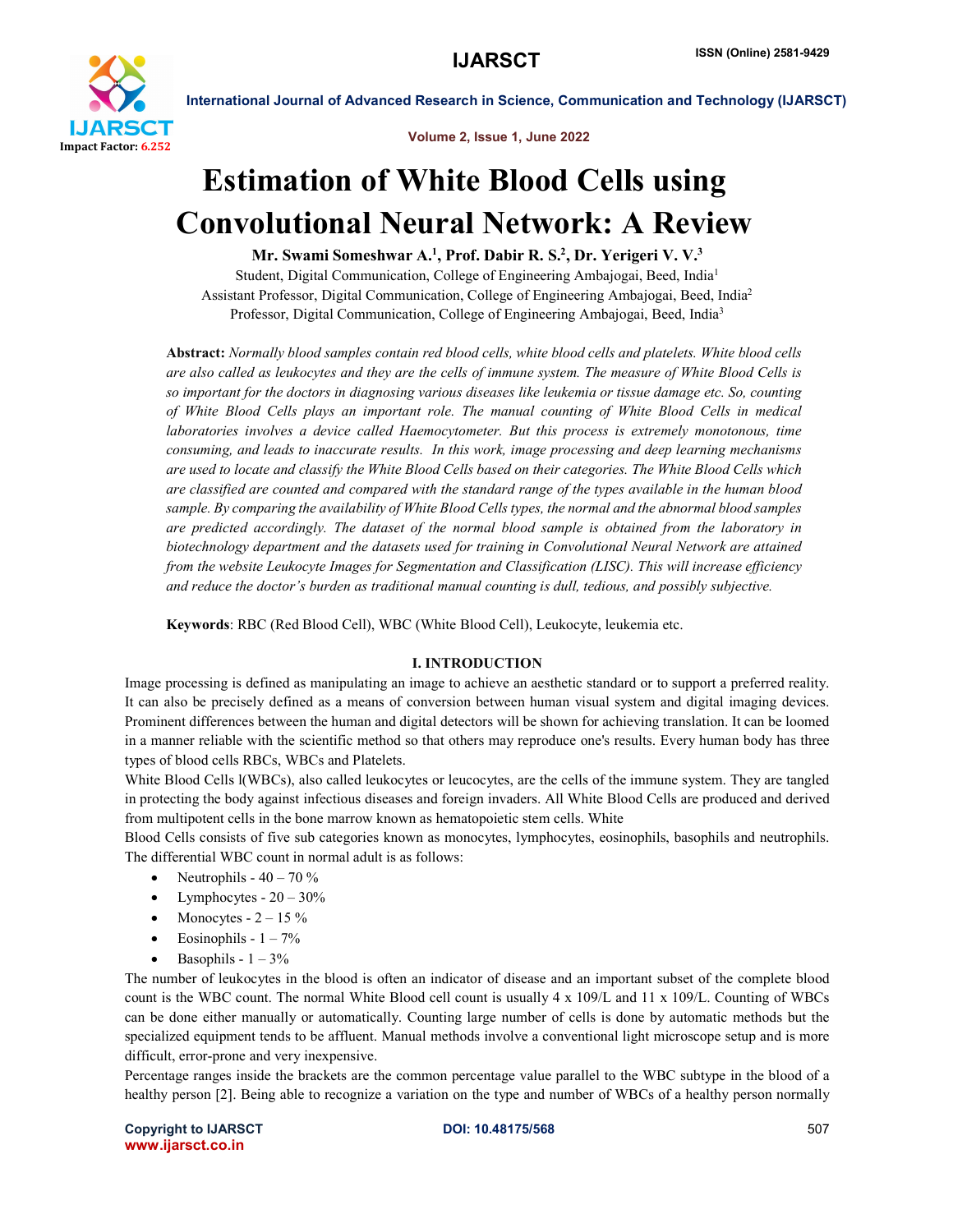# Estimation of White Blood Cells using Convolutional Neural Network: A Review

**Mr. Swami Someshwar A.[1], Prof. Dabir R. S.[2], Dr. Yerigeri V. V.[3]**

Student, Digital Communication, College of Engineering Ambajogai, Beed, India[1]
Assistant Professor, Digital Communication, College of Engineering Ambajogai, Beed, India[2]
Professor, Digital Communication, College of Engineering Ambajogai, Beed, India[3]

**Abstract:** *Normally blood samples contain red blood cells, white blood cells and platelets. White blood cells are also called as leukocytes and they are the cells of immune system. The measure of White Blood Cells is so important for the doctors in diagnosing various diseases like leukemia or tissue damage etc. So, counting of White Blood Cells plays an important role. The manual counting of White Blood Cells in medical laboratories involves a device called Haemocytometer. But this process is extremely monotonous, time consuming, and leads to inaccurate results. In this work, image processing and deep learning mechanisms are used to locate and classify the White Blood Cells based on their categories. The White Blood Cells which are classified are counted and compared with the standard range of the types available in the human blood sample. By comparing the availability of White Blood Cells types, the normal and the abnormal blood samples are predicted accordingly. The dataset of the normal blood sample is obtained from the laboratory in biotechnology department and the datasets used for training in Convolutional Neural Network are attained from the website Leukocyte Images for Segmentation and Classification (LISC). This will increase efficiency and reduce the doctor's burden as traditional manual counting is dull, tedious, and possibly subjective.*

**Keywords**: RBC (Red Blood Cell), WBC (White Blood Cell), Leukocyte, leukemia etc.

## I. INTRODUCTION

Image processing is defined as manipulating an image to achieve an aesthetic standard or to support a preferred reality. It can also be precisely defined as a means of conversion between human visual system and digital imaging devices. Prominent differences between the human and digital detectors will be shown for achieving translation. It can be loomed in a manner reliable with the scientific method so that others may reproduce one's results. Every human body has three types of blood cells RBCs, WBCs and Platelets.

White Blood Cells l(WBCs), also called leukocytes or leucocytes, are the cells of the immune system. They are tangled in protecting the body against infectious diseases and foreign invaders. All White Blood Cells are produced and derived from multipotent cells in the bone marrow known as hematopoietic stem cells. White Blood Cells consists of five sub categories known as monocytes, lymphocytes, eosinophils, basophils and neutrophils. The differential WBC count in normal adult is as follows:

- Neutrophils - 40 – 70 %
- Lymphocytes - 20 – 30%
- Monocytes - 2 – 15 %
- Eosinophils - 1 – 7%
- Basophils - 1 – 3%

The number of leukocytes in the blood is often an indicator of disease and an important subset of the complete blood count is the WBC count. The normal White Blood cell count is usually 4 x 109/L and 11 x 109/L. Counting of WBCs can be done either manually or automatically. Counting large number of cells is done by automatic methods but the specialized equipment tends to be affluent. Manual methods involve a conventional light microscope setup and is more difficult, error-prone and very inexpensive.

Percentage ranges inside the brackets are the common percentage value parallel to the WBC subtype in the blood of a healthy person [2]. Being able to recognize a variation on the type and number of WBCs of a healthy person normally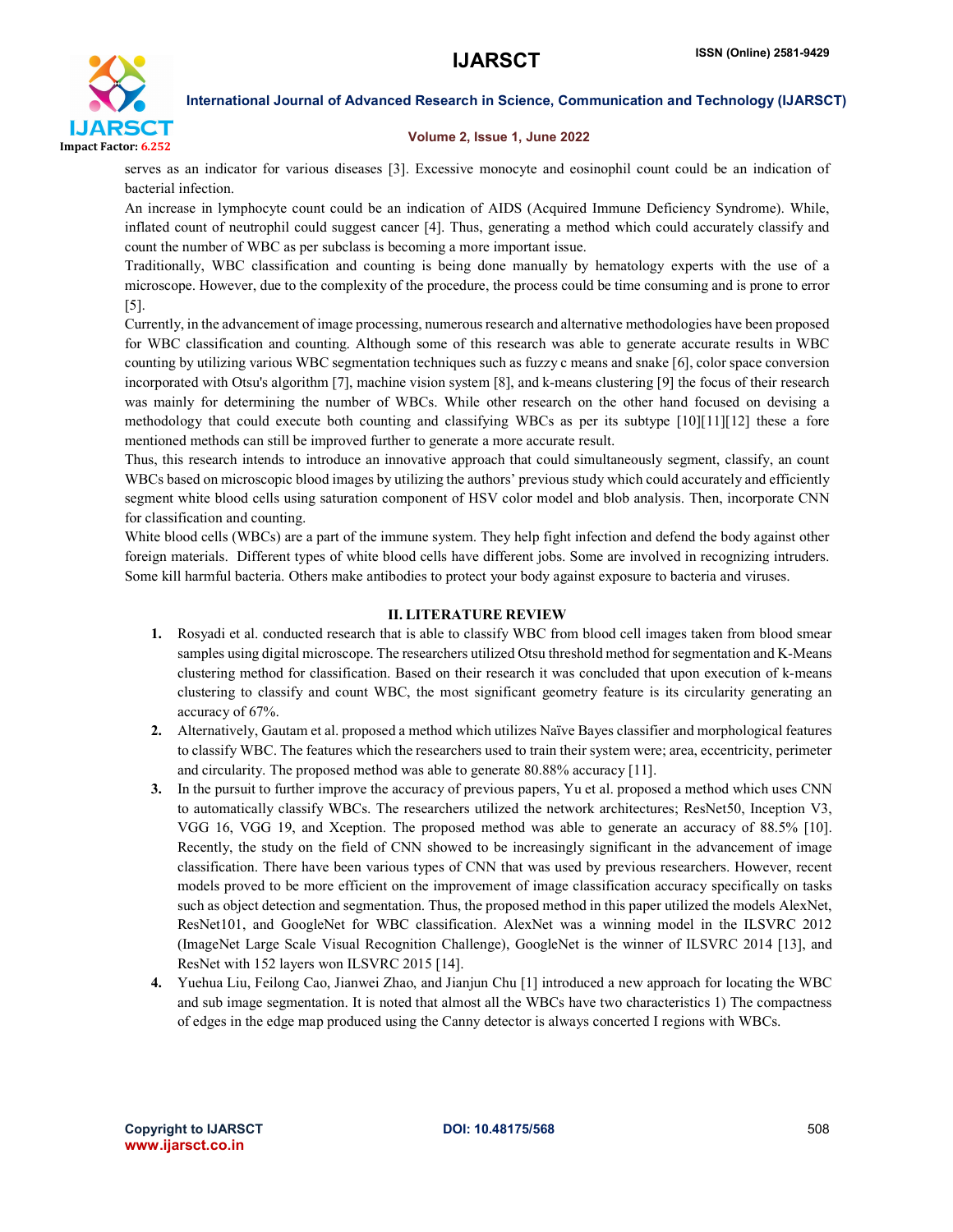serves as an indicator for various diseases [3]. Excessive monocyte and eosinophil count could be an indication of bacterial infection.

An increase in lymphocyte count could be an indication of AIDS (Acquired Immune Deficiency Syndrome). While, inflated count of neutrophil could suggest cancer [4]. Thus, generating a method which could accurately classify and count the number of WBC as per subclass is becoming a more important issue.

Traditionally, WBC classification and counting is being done manually by hematology experts with the use of a microscope. However, due to the complexity of the procedure, the process could be time consuming and is prone to error [5].

Currently, in the advancement of image processing, numerous research and alternative methodologies have been proposed for WBC classification and counting. Although some of this research was able to generate accurate results in WBC counting by utilizing various WBC segmentation techniques such as fuzzy c means and snake [6], color space conversion incorporated with Otsu's algorithm [7], machine vision system [8], and k-means clustering [9] the focus of their research was mainly for determining the number of WBCs. While other research on the other hand focused on devising a methodology that could execute both counting and classifying WBCs as per its subtype [10][11][12] these a fore mentioned methods can still be improved further to generate a more accurate result.

Thus, this research intends to introduce an innovative approach that could simultaneously segment, classify, an count WBCs based on microscopic blood images by utilizing the authors' previous study which could accurately and efficiently segment white blood cells using saturation component of HSV color model and blob analysis. Then, incorporate CNN for classification and counting.

White blood cells (WBCs) are a part of the immune system. They help fight infection and defend the body against other foreign materials. Different types of white blood cells have different jobs. Some are involved in recognizing intruders. Some kill harmful bacteria. Others make antibodies to protect your body against exposure to bacteria and viruses.

## II. LITERATURE REVIEW

1. Rosyadi et al. conducted research that is able to classify WBC from blood cell images taken from blood smear samples using digital microscope. The researchers utilized Otsu threshold method for segmentation and K-Means clustering method for classification. Based on their research it was concluded that upon execution of k-means clustering to classify and count WBC, the most significant geometry feature is its circularity generating an accuracy of 67%.
2. Alternatively, Gautam et al. proposed a method which utilizes Naïve Bayes classifier and morphological features to classify WBC. The features which the researchers used to train their system were; area, eccentricity, perimeter and circularity. The proposed method was able to generate 80.88% accuracy [11].
3. In the pursuit to further improve the accuracy of previous papers, Yu et al. proposed a method which uses CNN to automatically classify WBCs. The researchers utilized the network architectures; ResNet50, Inception V3, VGG 16, VGG 19, and Xception. The proposed method was able to generate an accuracy of 88.5% [10]. Recently, the study on the field of CNN showed to be increasingly significant in the advancement of image classification. There have been various types of CNN that was used by previous researchers. However, recent models proved to be more efficient on the improvement of image classification accuracy specifically on tasks such as object detection and segmentation. Thus, the proposed method in this paper utilized the models AlexNet, ResNet101, and GoogleNet for WBC classification. AlexNet was a winning model in the ILSVRC 2012 (ImageNet Large Scale Visual Recognition Challenge), GoogleNet is the winner of ILSVRC 2014 [13], and ResNet with 152 layers won ILSVRC 2015 [14].
4. Yuehua Liu, Feilong Cao, Jianwei Zhao, and Jianjun Chu [1] introduced a new approach for locating the WBC and sub image segmentation. It is noted that almost all the WBCs have two characteristics 1) The compactness of edges in the edge map produced using the Canny detector is always concerted I regions with WBCs.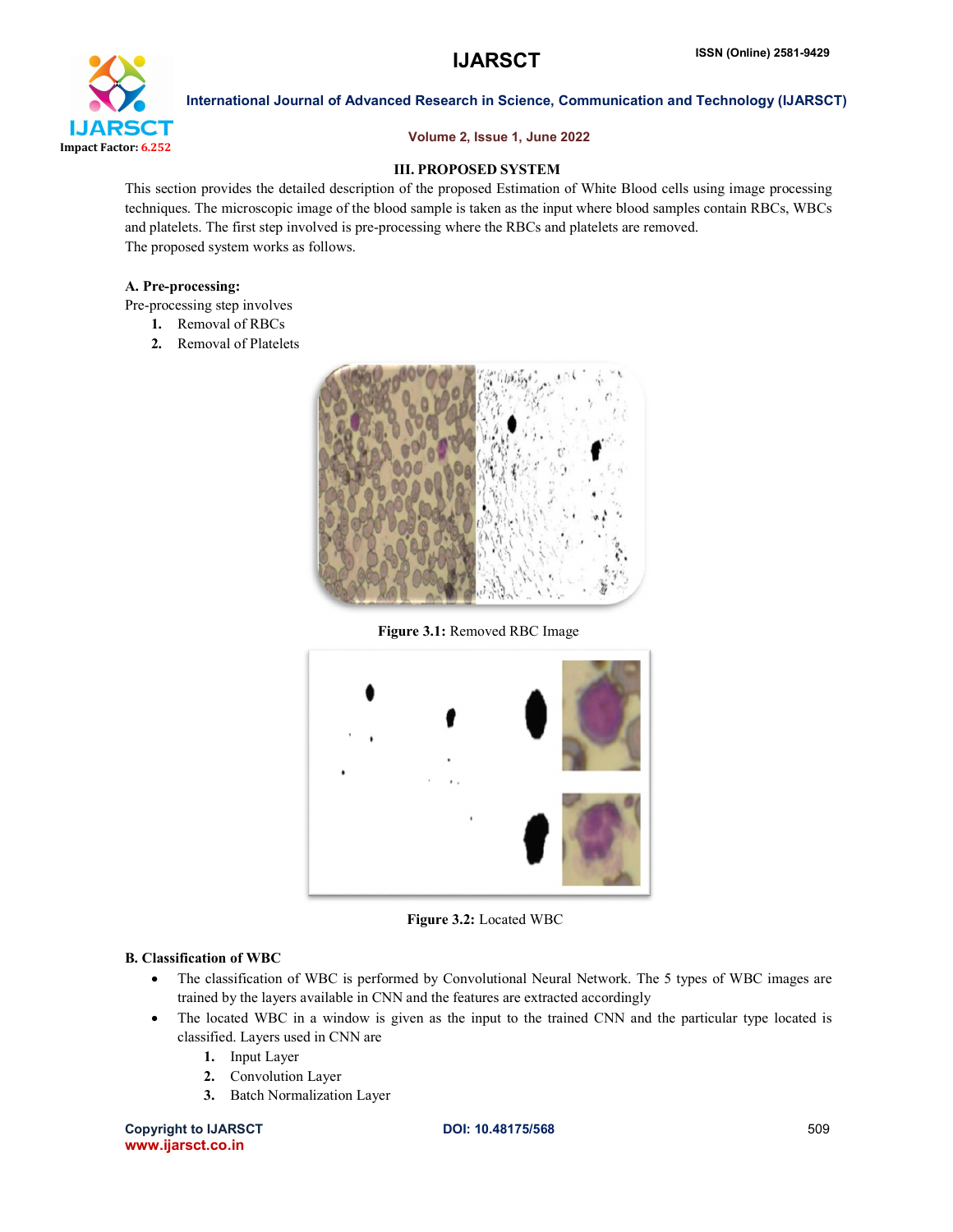## III. PROPOSED SYSTEM

This section provides the detailed description of the proposed Estimation of White Blood cells using image processing techniques. The microscopic image of the blood sample is taken as the input where blood samples contain RBCs, WBCs and platelets. The first step involved is pre-processing where the RBCs and platelets are removed.

The proposed system works as follows.

### A. Pre-processing:

Pre-processing step involves

1. Removal of RBCs
2. Removal of Platelets

**Figure 3.1:** Removed RBC Image

**Figure 3.2:** Located WBC

### B. Classification of WBC

- The classification of WBC is performed by Convolutional Neural Network. The 5 types of WBC images are trained by the layers available in CNN and the features are extracted accordingly
- The located WBC in a window is given as the input to the trained CNN and the particular type located is classified. Layers used in CNN are
  1. Input Layer
  2. Convolution Layer
  3. Batch Normalization Layer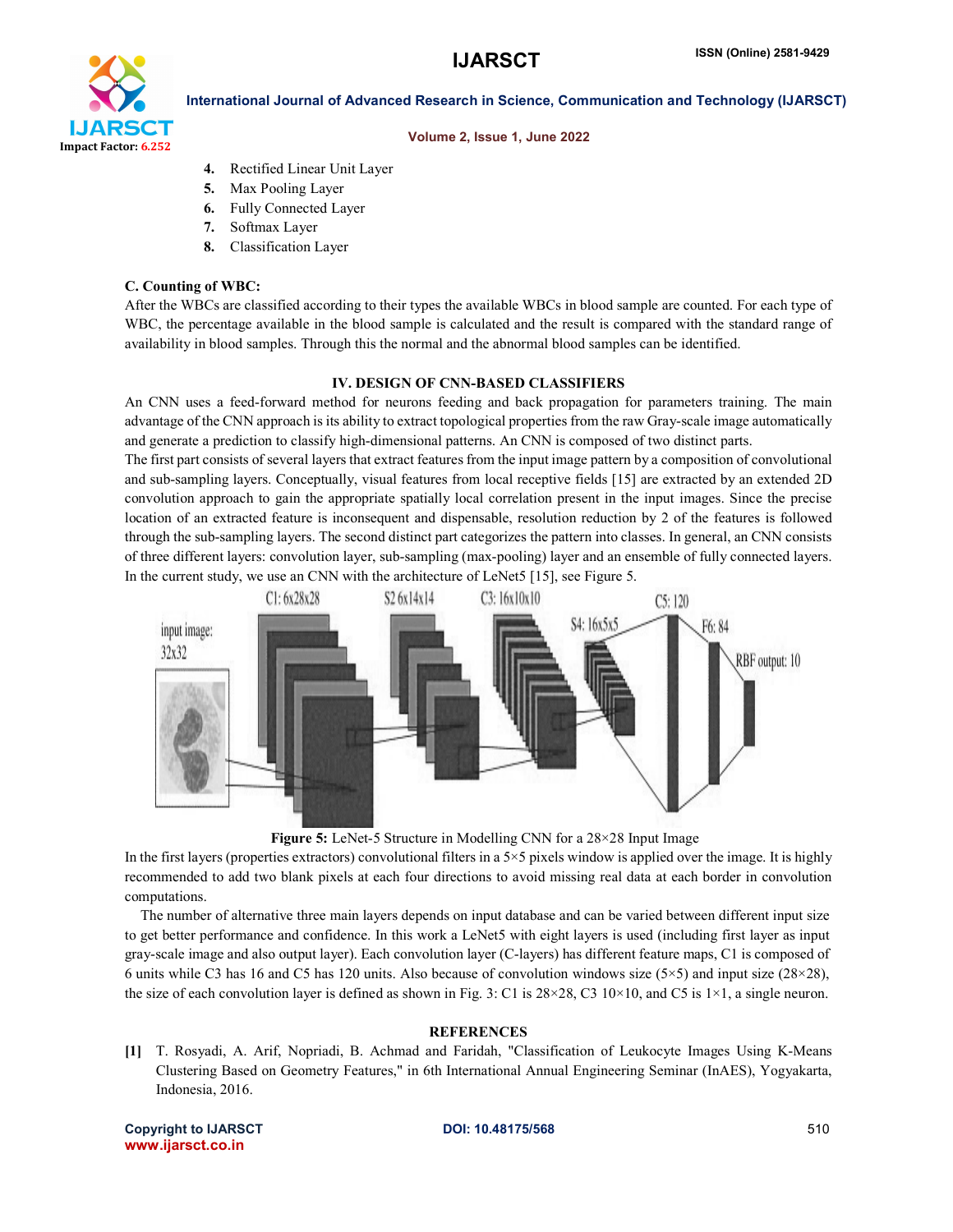4. Rectified Linear Unit Layer
5. Max Pooling Layer
6. Fully Connected Layer
7. Softmax Layer
8. Classification Layer

### C. Counting of WBC:

After the WBCs are classified according to their types the available WBCs in blood sample are counted. For each type of WBC, the percentage available in the blood sample is calculated and the result is compared with the standard range of availability in blood samples. Through this the normal and the abnormal blood samples can be identified.

## IV. DESIGN OF CNN-BASED CLASSIFIERS

An CNN uses a feed-forward method for neurons feeding and back propagation for parameters training. The main advantage of the CNN approach is its ability to extract topological properties from the raw Gray-scale image automatically and generate a prediction to classify high-dimensional patterns. An CNN is composed of two distinct parts.

The first part consists of several layers that extract features from the input image pattern by a composition of convolutional and sub-sampling layers. Conceptually, visual features from local receptive fields [15] are extracted by an extended 2D convolution approach to gain the appropriate spatially local correlation present in the input images. Since the precise location of an extracted feature is inconsequent and dispensable, resolution reduction by 2 of the features is followed through the sub-sampling layers. The second distinct part categorizes the pattern into classes. In general, an CNN consists of three different layers: convolution layer, sub-sampling (max-pooling) layer and an ensemble of fully connected layers. In the current study, we use an CNN with the architecture of LeNet5 [15], see Figure 5.

**Figure 5:** LeNet-5 Structure in Modelling CNN for a 28×28 Input Image

In the first layers (properties extractors) convolutional filters in a 5×5 pixels window is applied over the image. It is highly recommended to add two blank pixels at each four directions to avoid missing real data at each border in convolution computations.

The number of alternative three main layers depends on input database and can be varied between different input size to get better performance and confidence. In this work a LeNet5 with eight layers is used (including first layer as input gray-scale image and also output layer). Each convolution layer (C-layers) has different feature maps, C1 is composed of 6 units while C3 has 16 and C5 has 120 units. Also because of convolution windows size (5×5) and input size (28×28), the size of each convolution layer is defined as shown in Fig. 3: C1 is 28×28, C3 10×10, and C5 is 1×1, a single neuron.

## REFERENCES

[1] T. Rosyadi, A. Arif, Nopriadi, B. Achmad and Faridah, "Classification of Leukocyte Images Using K-Means Clustering Based on Geometry Features," in 6th International Annual Engineering Seminar (InAES), Yogyakarta, Indonesia, 2016.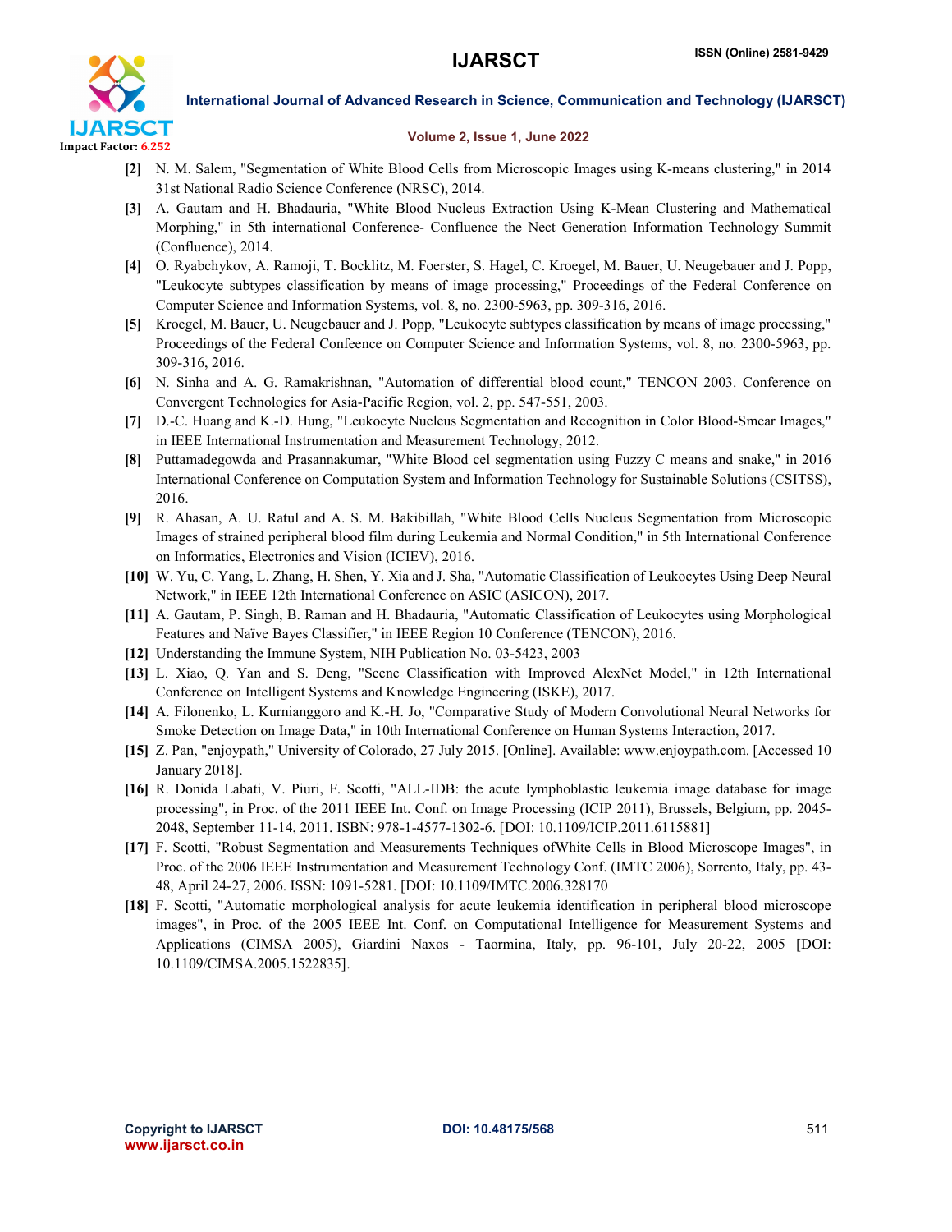[2] N. M. Salem, "Segmentation of White Blood Cells from Microscopic Images using K-means clustering," in 2014 31st National Radio Science Conference (NRSC), 2014.

[3] A. Gautam and H. Bhadauria, "White Blood Nucleus Extraction Using K-Mean Clustering and Mathematical Morphing," in 5th international Conference- Confluence the Nect Generation Information Technology Summit (Confluence), 2014.

[4] O. Ryabchykov, A. Ramoji, T. Bocklitz, M. Foerster, S. Hagel, C. Kroegel, M. Bauer, U. Neugebauer and J. Popp, "Leukocyte subtypes classification by means of image processing," Proceedings of the Federal Conference on Computer Science and Information Systems, vol. 8, no. 2300-5963, pp. 309-316, 2016.

[5] Kroegel, M. Bauer, U. Neugebauer and J. Popp, "Leukocyte subtypes classification by means of image processing," Proceedings of the Federal Confeence on Computer Science and Information Systems, vol. 8, no. 2300-5963, pp. 309-316, 2016.

[6] N. Sinha and A. G. Ramakrishnan, "Automation of differential blood count," TENCON 2003. Conference on Convergent Technologies for Asia-Pacific Region, vol. 2, pp. 547-551, 2003.

[7] D.-C. Huang and K.-D. Hung, "Leukocyte Nucleus Segmentation and Recognition in Color Blood-Smear Images," in IEEE International Instrumentation and Measurement Technology, 2012.

[8] Puttamadegowda and Prasannakumar, "White Blood cel segmentation using Fuzzy C means and snake," in 2016 International Conference on Computation System and Information Technology for Sustainable Solutions (CSITSS), 2016.

[9] R. Ahasan, A. U. Ratul and A. S. M. Bakibillah, "White Blood Cells Nucleus Segmentation from Microscopic Images of strained peripheral blood film during Leukemia and Normal Condition," in 5th International Conference on Informatics, Electronics and Vision (ICIEV), 2016.

[10] W. Yu, C. Yang, L. Zhang, H. Shen, Y. Xia and J. Sha, "Automatic Classification of Leukocytes Using Deep Neural Network," in IEEE 12th International Conference on ASIC (ASICON), 2017.

[11] A. Gautam, P. Singh, B. Raman and H. Bhadauria, "Automatic Classification of Leukocytes using Morphological Features and Naïve Bayes Classifier," in IEEE Region 10 Conference (TENCON), 2016.

[12] Understanding the Immune System, NIH Publication No. 03-5423, 2003

[13] L. Xiao, Q. Yan and S. Deng, "Scene Classification with Improved AlexNet Model," in 12th International Conference on Intelligent Systems and Knowledge Engineering (ISKE), 2017.

[14] A. Filonenko, L. Kurnianggoro and K.-H. Jo, "Comparative Study of Modern Convolutional Neural Networks for Smoke Detection on Image Data," in 10th International Conference on Human Systems Interaction, 2017.

[15] Z. Pan, "enjoypath," University of Colorado, 27 July 2015. [Online]. Available: www.enjoypath.com. [Accessed 10 January 2018].

[16] R. Donida Labati, V. Piuri, F. Scotti, "ALL-IDB: the acute lymphoblastic leukemia image database for image processing", in Proc. of the 2011 IEEE Int. Conf. on Image Processing (ICIP 2011), Brussels, Belgium, pp. 2045-2048, September 11-14, 2011. ISBN: 978-1-4577-1302-6. [DOI: 10.1109/ICIP.2011.6115881]

[17] F. Scotti, "Robust Segmentation and Measurements Techniques ofWhite Cells in Blood Microscope Images", in Proc. of the 2006 IEEE Instrumentation and Measurement Technology Conf. (IMTC 2006), Sorrento, Italy, pp. 43-48, April 24-27, 2006. ISSN: 1091-5281. [DOI: 10.1109/IMTC.2006.328170

[18] F. Scotti, "Automatic morphological analysis for acute leukemia identification in peripheral blood microscope images", in Proc. of the 2005 IEEE Int. Conf. on Computational Intelligence for Measurement Systems and Applications (CIMSA 2005), Giardini Naxos - Taormina, Italy, pp. 96-101, July 20-22, 2005 [DOI: 10.1109/CIMSA.2005.1522835].